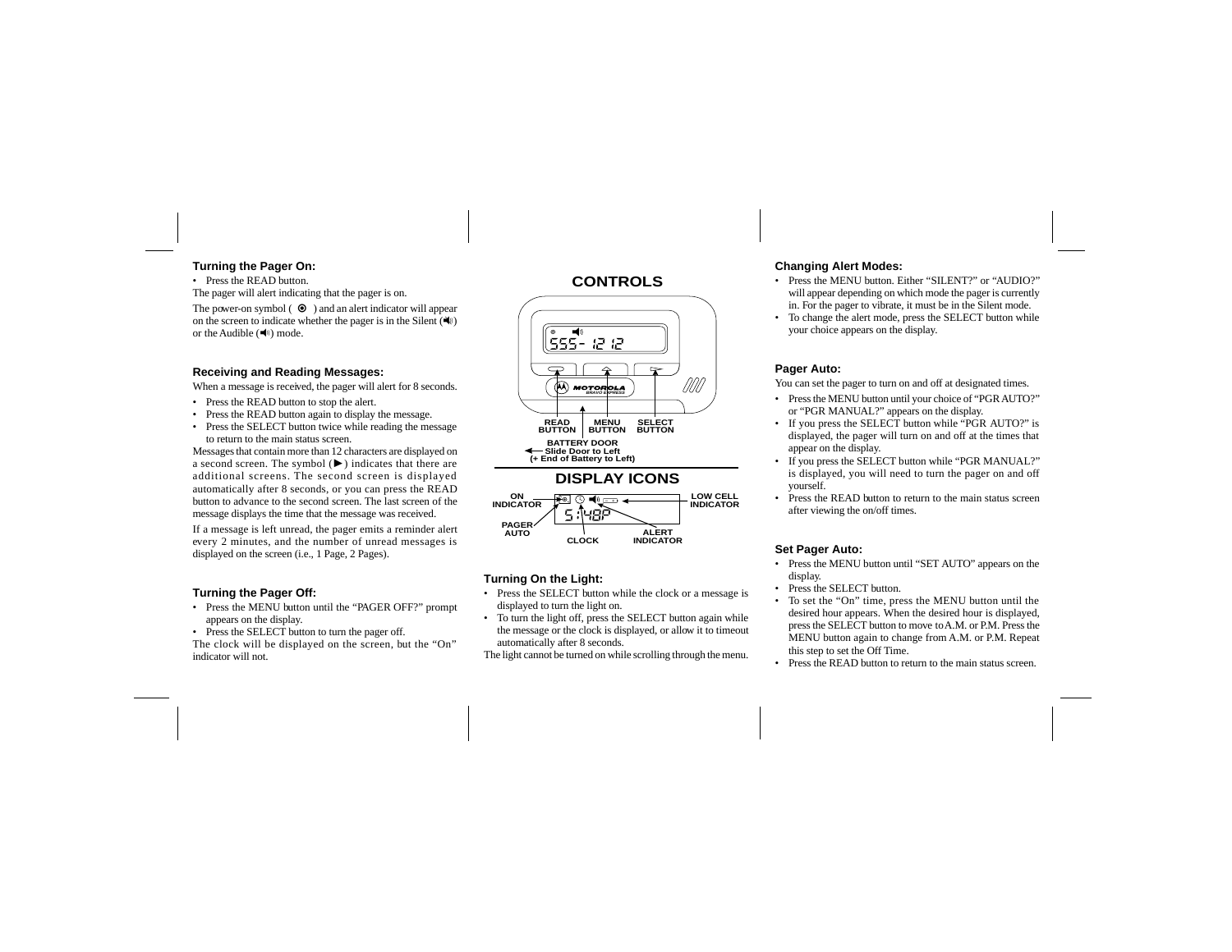### Turning the Pager On:

- Press the READ button.

The pager will alert indicating that the pager is on.

The power-on symbol ( ⊙ ) and an alert indicator will appear on the screen to indicate whether the pager is in the Silent (🔈) or the Audible (🔊) mode.

### Receiving and Reading Messages:

When a message is received, the pager will alert for 8 seconds.

- Press the READ button to stop the alert.
- Press the READ button again to display the message.
- Press the SELECT button twice while reading the message to return to the main status screen.

Messages that contain more than 12 characters are displayed on a second screen. The symbol (▶) indicates that there are additional screens. The second screen is displayed automatically after 8 seconds, or you can press the READ button to advance to the second screen. The last screen of the message displays the time that the message was received.

If a message is left unread, the pager emits a reminder alert every 2 minutes, and the number of unread messages is displayed on the screen (i.e., 1 Page, 2 Pages).

### Turning the Pager Off:

- Press the MENU button until the "PAGER OFF?" prompt appears on the display.
- Press the SELECT button to turn the pager off.

The clock will be displayed on the screen, but the "On" indicator will not.

## CONTROLS

555- 1212

MOTOROLA BRAVO EXPRESS

READ BUTTON | MENU BUTTON | SELECT BUTTON

BATTERY DOOR
Slide Door to Left
(+ End of Battery to Left)

## DISPLAY ICONS

ON INDICATOR | LOW CELL INDICATOR | PAGER AUTO | CLOCK | ALERT INDICATOR

5:48P

### Turning On the Light:

- Press the SELECT button while the clock or a message is displayed to turn the light on.
- To turn the light off, press the SELECT button again while the message or the clock is displayed, or allow it to timeout automatically after 8 seconds.

The light cannot be turned on while scrolling through the menu.

### Changing Alert Modes:

- Press the MENU button. Either "SILENT?" or "AUDIO?" will appear depending on which mode the pager is currently in. For the pager to vibrate, it must be in the Silent mode.
- To change the alert mode, press the SELECT button while your choice appears on the display.

### Pager Auto:

You can set the pager to turn on and off at designated times.

- Press the MENU button until your choice of "PGR AUTO?" or "PGR MANUAL?" appears on the display.
- If you press the SELECT button while "PGR AUTO?" is displayed, the pager will turn on and off at the times that appear on the display.
- If you press the SELECT button while "PGR MANUAL?" is displayed, you will need to turn the pager on and off yourself.
- Press the READ button to return to the main status screen after viewing the on/off times.

### Set Pager Auto:

- Press the MENU button until "SET AUTO" appears on the display.
- Press the SELECT button.
- To set the "On" time, press the MENU button until the desired hour appears. When the desired hour is displayed, press the SELECT button to move to A.M. or P.M. Press the MENU button again to change from A.M. or P.M. Repeat this step to set the Off Time.
- Press the READ button to return to the main status screen.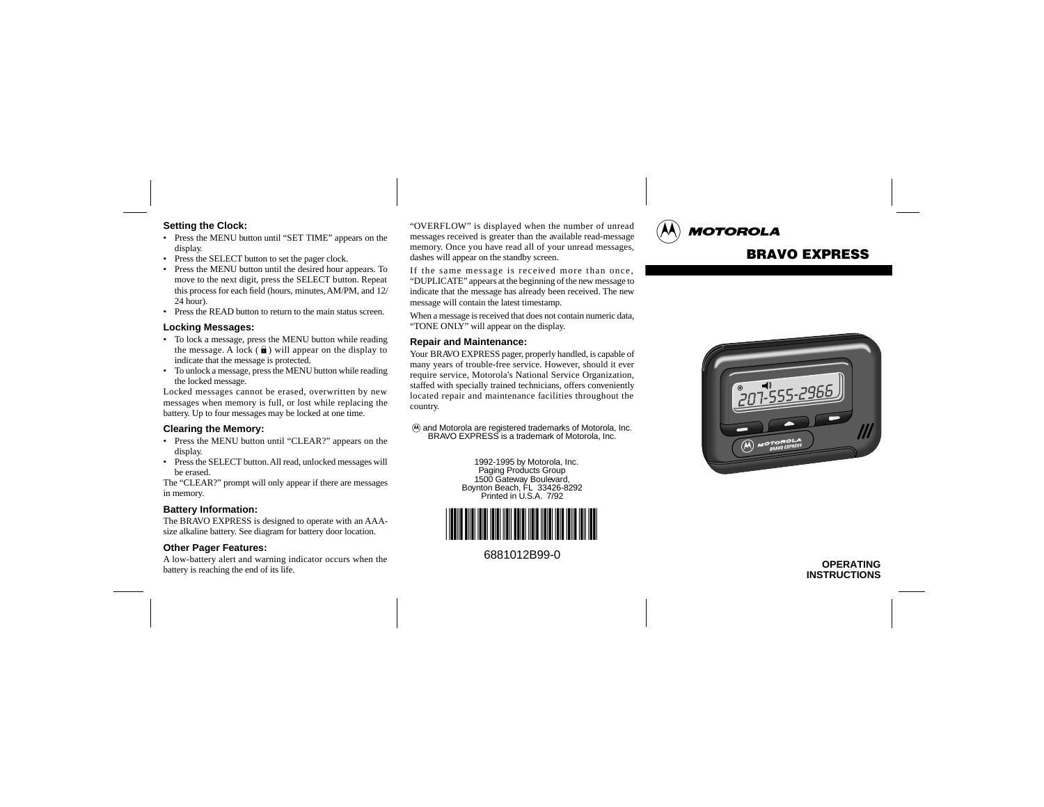### Setting the Clock:

- Press the MENU button until “SET TIME” appears on the display.
- Press the SELECT button to set the pager clock.
- Press the MENU button until the desired hour appears. To move to the next digit, press the SELECT button. Repeat this process for each field (hours, minutes, AM/PM, and 12/24 hour).
- Press the READ button to return to the main status screen.

### Locking Messages:

- To lock a message, press the MENU button while reading the message. A lock ( 🔒 ) will appear on the display to indicate that the message is protected.
- To unlock a message, press the MENU button while reading the locked message.

Locked messages cannot be erased, overwritten by new messages when memory is full, or lost while replacing the battery. Up to four messages may be locked at one time.

### Clearing the Memory:

- Press the MENU button until “CLEAR?” appears on the display.
- Press the SELECT button. All read, unlocked messages will be erased.

The “CLEAR?” prompt will only appear if there are messages in memory.

### Battery Information:

The BRAVO EXPRESS is designed to operate with an AAA-size alkaline battery. See diagram for battery door location.

### Other Pager Features:

A low-battery alert and warning indicator occurs when the battery is reaching the end of its life.

“OVERFLOW” is displayed when the number of unread messages received is greater than the available read-message memory. Once you have read all of your unread messages, dashes will appear on the standby screen.

If the same message is received more than once, “DUPLICATE” appears at the beginning of the new message to indicate that the message has already been received. The new message will contain the latest timestamp.

When a message is received that does not contain numeric data, “TONE ONLY” will appear on the display.

### Repair and Maintenance:

Your BRAVO EXPRESS pager, properly handled, is capable of many years of trouble-free service. However, should it ever require service, Motorola's National Service Organization, staffed with specially trained technicians, offers conveniently located repair and maintenance facilities throughout the country.

Ⓜ and Motorola are registered trademarks of Motorola, Inc.
BRAVO EXPRESS is a trademark of Motorola, Inc.

1992-1995 by Motorola, Inc.
Paging Products Group
1500 Gateway Boulevard,
Boynton Beach, FL 33426-8292
Printed in U.S.A. 7/92

6881012B99-0

MOTOROLA

# BRAVO EXPRESS

207-555-2966

MOTOROLA BRAVO EXPRESS

OPERATING INSTRUCTIONS